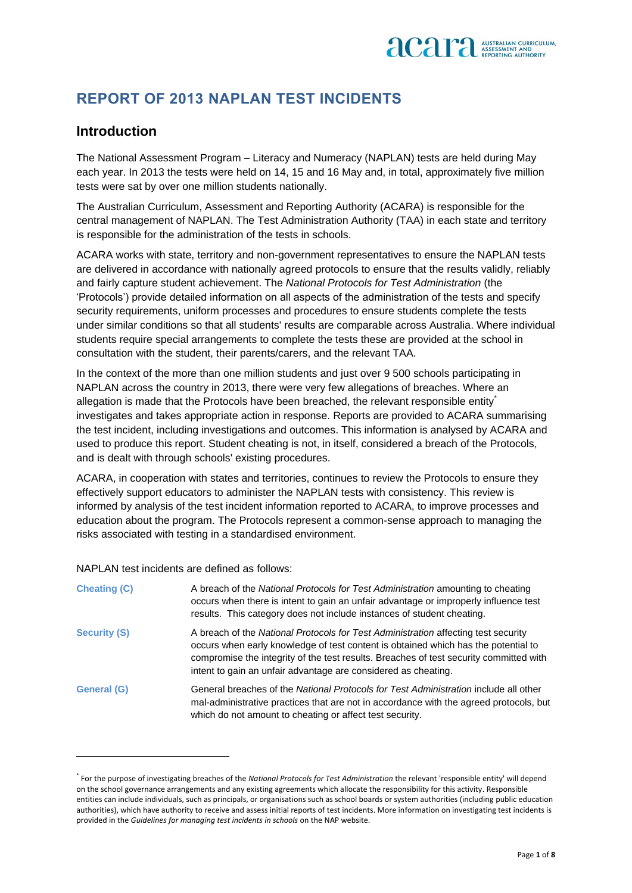# REPORT OF 2013 NAPLAN TEST INCIDENTS

## Introduction

The National Assessment Program – Literacy and Numeracy (NAPLAN) tests are held during May each year. In 2013 the tests were held on 14, 15 and 16 May and, in total, approximately five million tests were sat by over one million students nationally.

The Australian Curriculum, Assessment and Reporting Authority (ACARA) is responsible for the central management of NAPLAN. The Test Administration Authority (TAA) in each state and territory is responsible for the administration of the tests in schools.

ACARA works with state, territory and non-government representatives to ensure the NAPLAN tests are delivered in accordance with nationally agreed protocols to ensure that the results validly, reliably and fairly capture student achievement. The *National Protocols for Test Administration* (the 'Protocols') provide detailed information on all aspects of the administration of the tests and specify security requirements, uniform processes and procedures to ensure students complete the tests under similar conditions so that all students' results are comparable across Australia. Where individual students require special arrangements to complete the tests these are provided at the school in consultation with the student, their parents/carers, and the relevant TAA.

In the context of the more than one million students and just over 9 500 schools participating in NAPLAN across the country in 2013, there were very few allegations of breaches. Where an allegation is made that the Protocols have been breached, the relevant responsible entity* investigates and takes appropriate action in response. Reports are provided to ACARA summarising the test incident, including investigations and outcomes. This information is analysed by ACARA and used to produce this report. Student cheating is not, in itself, considered a breach of the Protocols, and is dealt with through schools' existing procedures.

ACARA, in cooperation with states and territories, continues to review the Protocols to ensure they effectively support educators to administer the NAPLAN tests with consistency. This review is informed by analysis of the test incident information reported to ACARA, to improve processes and education about the program. The Protocols represent a common-sense approach to managing the risks associated with testing in a standardised environment.

NAPLAN test incidents are defined as follows:

| | |
|---|---|
| **Cheating (C)** | A breach of the *National Protocols for Test Administration* amounting to cheating occurs when there is intent to gain an unfair advantage or improperly influence test results. This category does not include instances of student cheating. |
| **Security (S)** | A breach of the *National Protocols for Test Administration* affecting test security occurs when early knowledge of test content is obtained which has the potential to compromise the integrity of the test results. Breaches of test security committed with intent to gain an unfair advantage are considered as cheating. |
| **General (G)** | General breaches of the *National Protocols for Test Administration* include all other mal-administrative practices that are not in accordance with the agreed protocols, but which do not amount to cheating or affect test security. |

---

* For the purpose of investigating breaches of the *National Protocols for Test Administration* the relevant 'responsible entity' will depend on the school governance arrangements and any existing agreements which allocate the responsibility for this activity. Responsible entities can include individuals, such as principals, or organisations such as school boards or system authorities (including public education authorities), which have authority to receive and assess initial reports of test incidents. More information on investigating test incidents is provided in the *Guidelines for managing test incidents in schools* on the NAP website.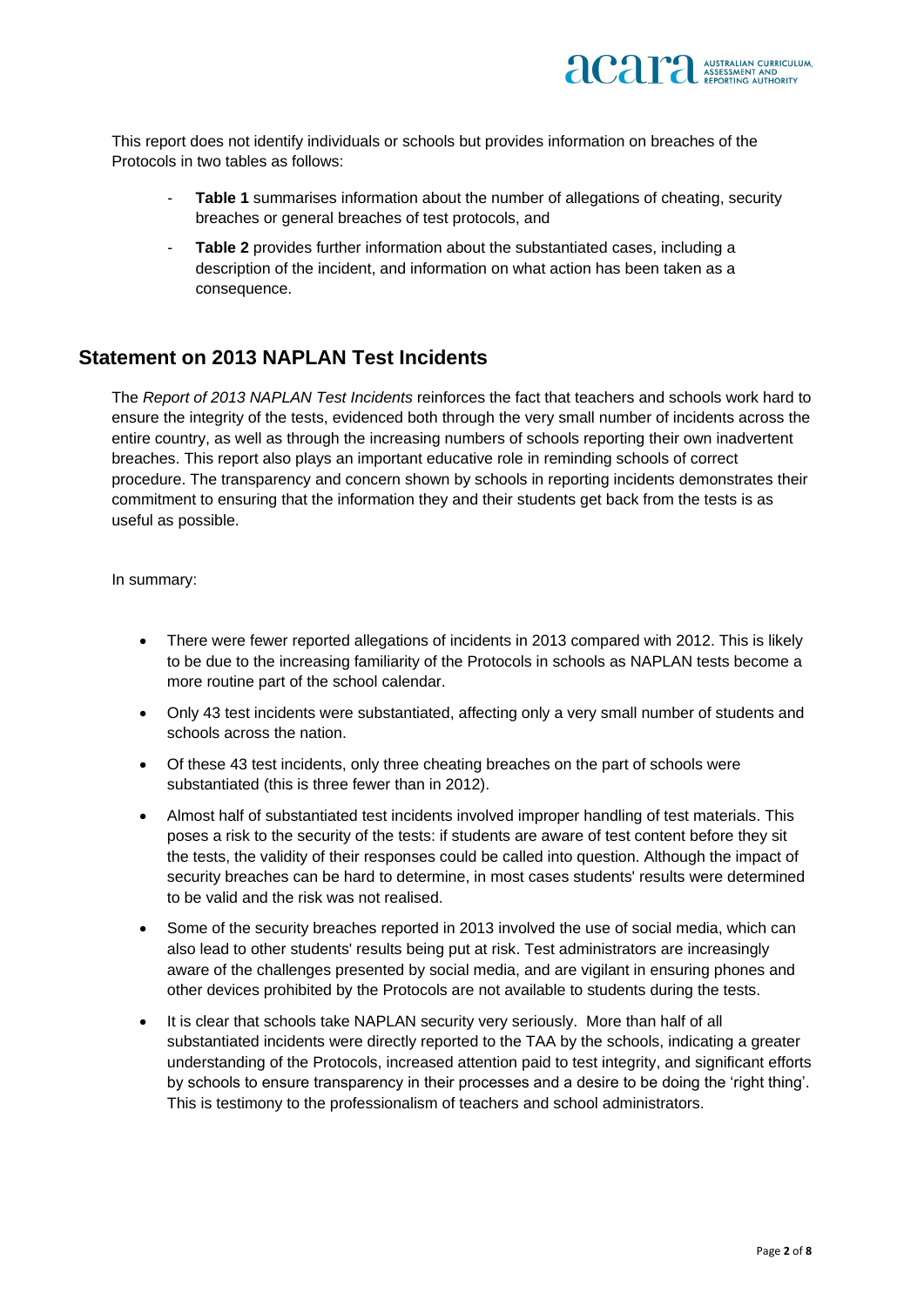This report does not identify individuals or schools but provides information on breaches of the Protocols in two tables as follows:

- **Table 1** summarises information about the number of allegations of cheating, security breaches or general breaches of test protocols, and
- **Table 2** provides further information about the substantiated cases, including a description of the incident, and information on what action has been taken as a consequence.

## Statement on 2013 NAPLAN Test Incidents

The *Report of 2013 NAPLAN Test Incidents* reinforces the fact that teachers and schools work hard to ensure the integrity of the tests, evidenced both through the very small number of incidents across the entire country, as well as through the increasing numbers of schools reporting their own inadvertent breaches. This report also plays an important educative role in reminding schools of correct procedure. The transparency and concern shown by schools in reporting incidents demonstrates their commitment to ensuring that the information they and their students get back from the tests is as useful as possible.

In summary:

- There were fewer reported allegations of incidents in 2013 compared with 2012. This is likely to be due to the increasing familiarity of the Protocols in schools as NAPLAN tests become a more routine part of the school calendar.
- Only 43 test incidents were substantiated, affecting only a very small number of students and schools across the nation.
- Of these 43 test incidents, only three cheating breaches on the part of schools were substantiated (this is three fewer than in 2012).
- Almost half of substantiated test incidents involved improper handling of test materials. This poses a risk to the security of the tests: if students are aware of test content before they sit the tests, the validity of their responses could be called into question. Although the impact of security breaches can be hard to determine, in most cases students' results were determined to be valid and the risk was not realised.
- Some of the security breaches reported in 2013 involved the use of social media, which can also lead to other students' results being put at risk. Test administrators are increasingly aware of the challenges presented by social media, and are vigilant in ensuring phones and other devices prohibited by the Protocols are not available to students during the tests.
- It is clear that schools take NAPLAN security very seriously. More than half of all substantiated incidents were directly reported to the TAA by the schools, indicating a greater understanding of the Protocols, increased attention paid to test integrity, and significant efforts by schools to ensure transparency in their processes and a desire to be doing the 'right thing'. This is testimony to the professionalism of teachers and school administrators.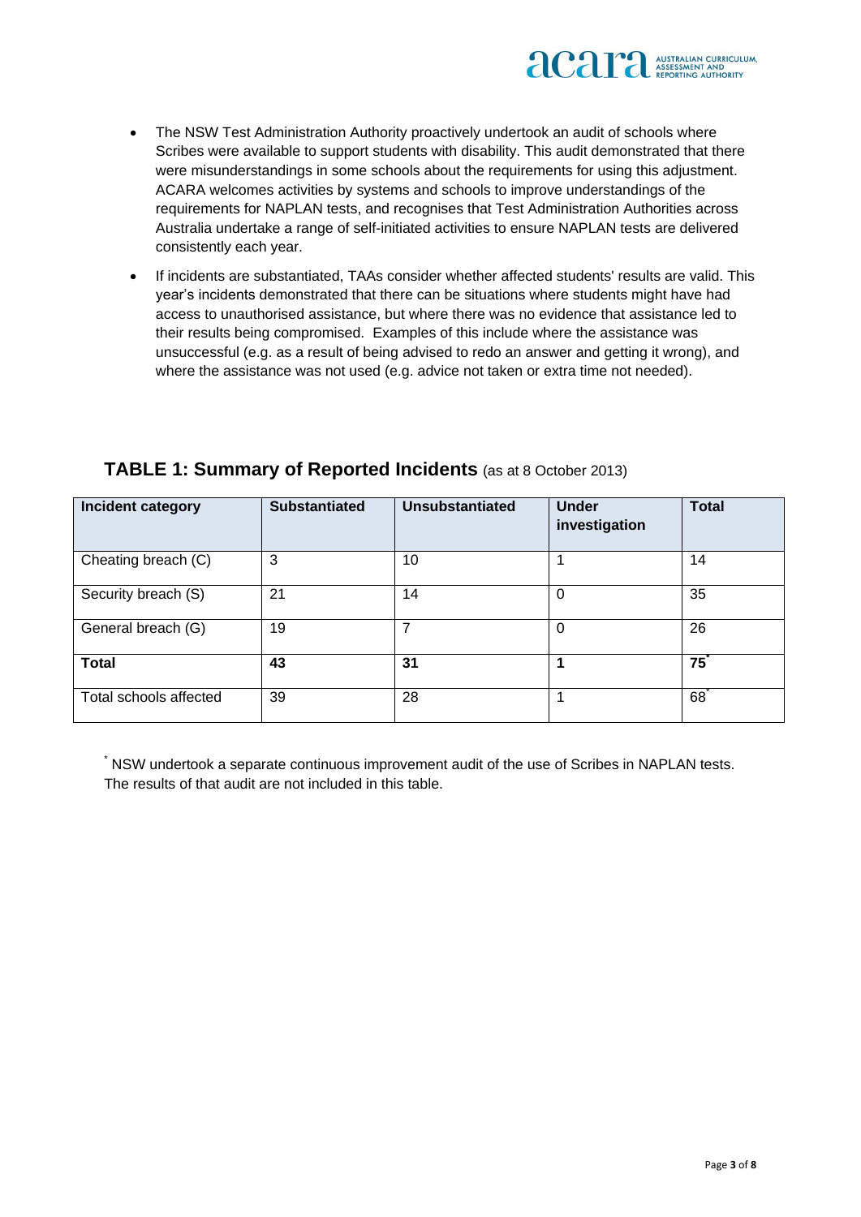- The NSW Test Administration Authority proactively undertook an audit of schools where Scribes were available to support students with disability. This audit demonstrated that there were misunderstandings in some schools about the requirements for using this adjustment. ACARA welcomes activities by systems and schools to improve understandings of the requirements for NAPLAN tests, and recognises that Test Administration Authorities across Australia undertake a range of self-initiated activities to ensure NAPLAN tests are delivered consistently each year.
- If incidents are substantiated, TAAs consider whether affected students' results are valid. This year's incidents demonstrated that there can be situations where students might have had access to unauthorised assistance, but where there was no evidence that assistance led to their results being compromised. Examples of this include where the assistance was unsuccessful (e.g. as a result of being advised to redo an answer and getting it wrong), and where the assistance was not used (e.g. advice not taken or extra time not needed).

## TABLE 1: Summary of Reported Incidents (as at 8 October 2013)

| Incident category | Substantiated | Unsubstantiated | Under investigation | Total |
|---|---|---|---|---|
| Cheating breach (C) | 3 | 10 | 1 | 14 |
| Security breach (S) | 21 | 14 | 0 | 35 |
| General breach (G) | 19 | 7 | 0 | 26 |
| **Total** | **43** | **31** | **1** | **75*** |
| Total schools affected | 39 | 28 | 1 | 68* |

* NSW undertook a separate continuous improvement audit of the use of Scribes in NAPLAN tests. The results of that audit are not included in this table.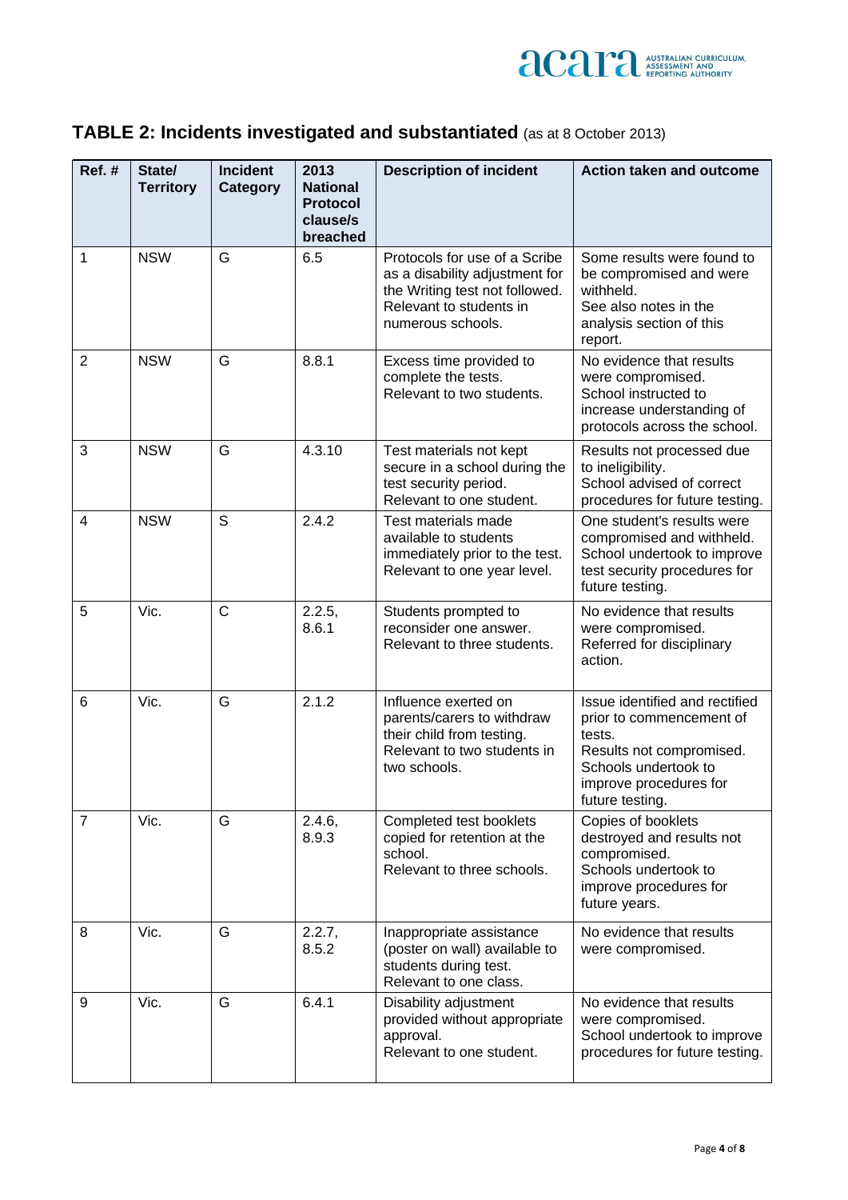## **TABLE 2: Incidents investigated and substantiated** (as at 8 October 2013)

| Ref. # | State/ Territory | Incident Category | 2013 National Protocol clause/s breached | Description of incident | Action taken and outcome |
|---|---|---|---|---|---|
| 1 | NSW | G | 6.5 | Protocols for use of a Scribe as a disability adjustment for the Writing test not followed. Relevant to students in numerous schools. | Some results were found to be compromised and were withheld. See also notes in the analysis section of this report. |
| 2 | NSW | G | 8.8.1 | Excess time provided to complete the tests. Relevant to two students. | No evidence that results were compromised. School instructed to increase understanding of protocols across the school. |
| 3 | NSW | G | 4.3.10 | Test materials not kept secure in a school during the test security period. Relevant to one student. | Results not processed due to ineligibility. School advised of correct procedures for future testing. |
| 4 | NSW | S | 2.4.2 | Test materials made available to students immediately prior to the test. Relevant to one year level. | One student's results were compromised and withheld. School undertook to improve test security procedures for future testing. |
| 5 | Vic. | C | 2.2.5, 8.6.1 | Students prompted to reconsider one answer. Relevant to three students. | No evidence that results were compromised. Referred for disciplinary action. |
| 6 | Vic. | G | 2.1.2 | Influence exerted on parents/carers to withdraw their child from testing. Relevant to two students in two schools. | Issue identified and rectified prior to commencement of tests. Results not compromised. Schools undertook to improve procedures for future testing. |
| 7 | Vic. | G | 2.4.6, 8.9.3 | Completed test booklets copied for retention at the school. Relevant to three schools. | Copies of booklets destroyed and results not compromised. Schools undertook to improve procedures for future years. |
| 8 | Vic. | G | 2.2.7, 8.5.2 | Inappropriate assistance (poster on wall) available to students during test. Relevant to one class. | No evidence that results were compromised. |
| 9 | Vic. | G | 6.4.1 | Disability adjustment provided without appropriate approval. Relevant to one student. | No evidence that results were compromised. School undertook to improve procedures for future testing. |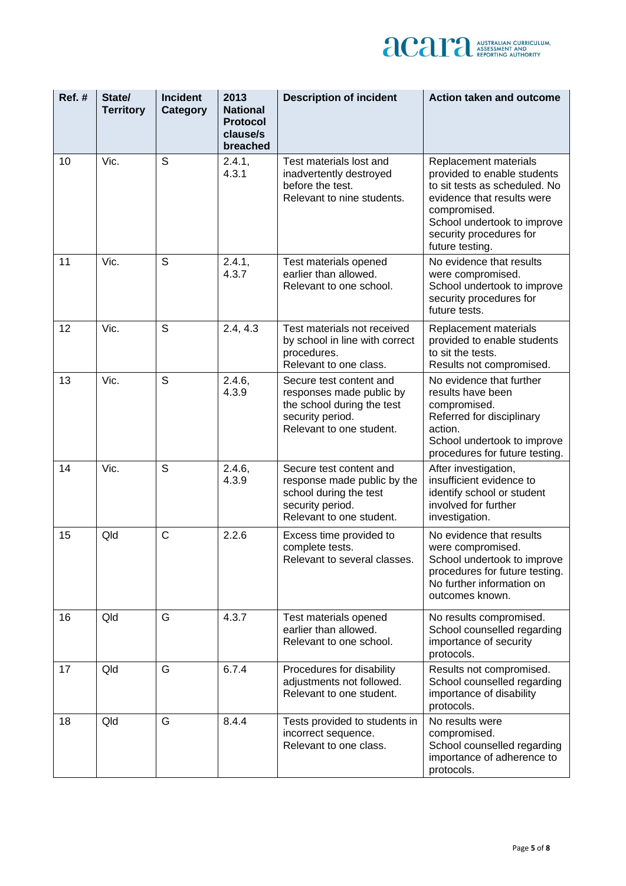| Ref. # | State/ Territory | Incident Category | 2013 National Protocol clause/s breached | Description of incident | Action taken and outcome |
|---|---|---|---|---|---|
| 10 | Vic. | S | 2.4.1, 4.3.1 | Test materials lost and inadvertently destroyed before the test. Relevant to nine students. | Replacement materials provided to enable students to sit tests as scheduled. No evidence that results were compromised. School undertook to improve security procedures for future testing. |
| 11 | Vic. | S | 2.4.1, 4.3.7 | Test materials opened earlier than allowed. Relevant to one school. | No evidence that results were compromised. School undertook to improve security procedures for future tests. |
| 12 | Vic. | S | 2.4, 4.3 | Test materials not received by school in line with correct procedures. Relevant to one class. | Replacement materials provided to enable students to sit the tests. Results not compromised. |
| 13 | Vic. | S | 2.4.6, 4.3.9 | Secure test content and responses made public by the school during the test security period. Relevant to one student. | No evidence that further results have been compromised. Referred for disciplinary action. School undertook to improve procedures for future testing. |
| 14 | Vic. | S | 2.4.6, 4.3.9 | Secure test content and response made public by the school during the test security period. Relevant to one student. | After investigation, insufficient evidence to identify school or student involved for further investigation. |
| 15 | Qld | C | 2.2.6 | Excess time provided to complete tests. Relevant to several classes. | No evidence that results were compromised. School undertook to improve procedures for future testing. No further information on outcomes known. |
| 16 | Qld | G | 4.3.7 | Test materials opened earlier than allowed. Relevant to one school. | No results compromised. School counselled regarding importance of security protocols. |
| 17 | Qld | G | 6.7.4 | Procedures for disability adjustments not followed. Relevant to one student. | Results not compromised. School counselled regarding importance of disability protocols. |
| 18 | Qld | G | 8.4.4 | Tests provided to students in incorrect sequence. Relevant to one class. | No results were compromised. School counselled regarding importance of adherence to protocols. |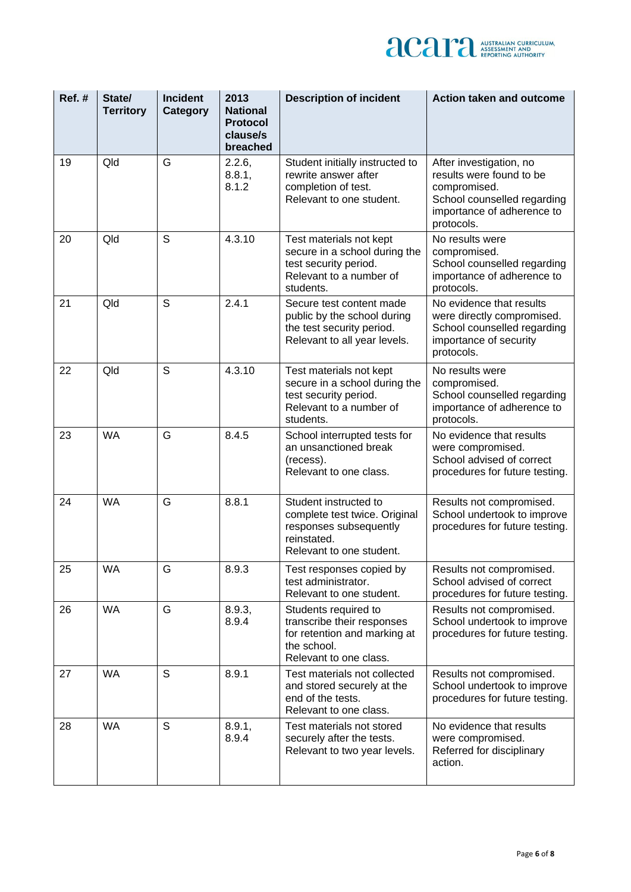| Ref. # | State/ Territory | Incident Category | 2013 National Protocol clause/s breached | Description of incident | Action taken and outcome |
|---|---|---|---|---|---|
| 19 | Qld | G | 2.2.6, 8.8.1, 8.1.2 | Student initially instructed to rewrite answer after completion of test. Relevant to one student. | After investigation, no results were found to be compromised. School counselled regarding importance of adherence to protocols. |
| 20 | Qld | S | 4.3.10 | Test materials not kept secure in a school during the test security period. Relevant to a number of students. | No results were compromised. School counselled regarding importance of adherence to protocols. |
| 21 | Qld | S | 2.4.1 | Secure test content made public by the school during the test security period. Relevant to all year levels. | No evidence that results were directly compromised. School counselled regarding importance of security protocols. |
| 22 | Qld | S | 4.3.10 | Test materials not kept secure in a school during the test security period. Relevant to a number of students. | No results were compromised. School counselled regarding importance of adherence to protocols. |
| 23 | WA | G | 8.4.5 | School interrupted tests for an unsanctioned break (recess). Relevant to one class. | No evidence that results were compromised. School advised of correct procedures for future testing. |
| 24 | WA | G | 8.8.1 | Student instructed to complete test twice. Original responses subsequently reinstated. Relevant to one student. | Results not compromised. School undertook to improve procedures for future testing. |
| 25 | WA | G | 8.9.3 | Test responses copied by test administrator. Relevant to one student. | Results not compromised. School advised of correct procedures for future testing. |
| 26 | WA | G | 8.9.3, 8.9.4 | Students required to transcribe their responses for retention and marking at the school. Relevant to one class. | Results not compromised. School undertook to improve procedures for future testing. |
| 27 | WA | S | 8.9.1 | Test materials not collected and stored securely at the end of the tests. Relevant to one class. | Results not compromised. School undertook to improve procedures for future testing. |
| 28 | WA | S | 8.9.1, 8.9.4 | Test materials not stored securely after the tests. Relevant to two year levels. | No evidence that results were compromised. Referred for disciplinary action. |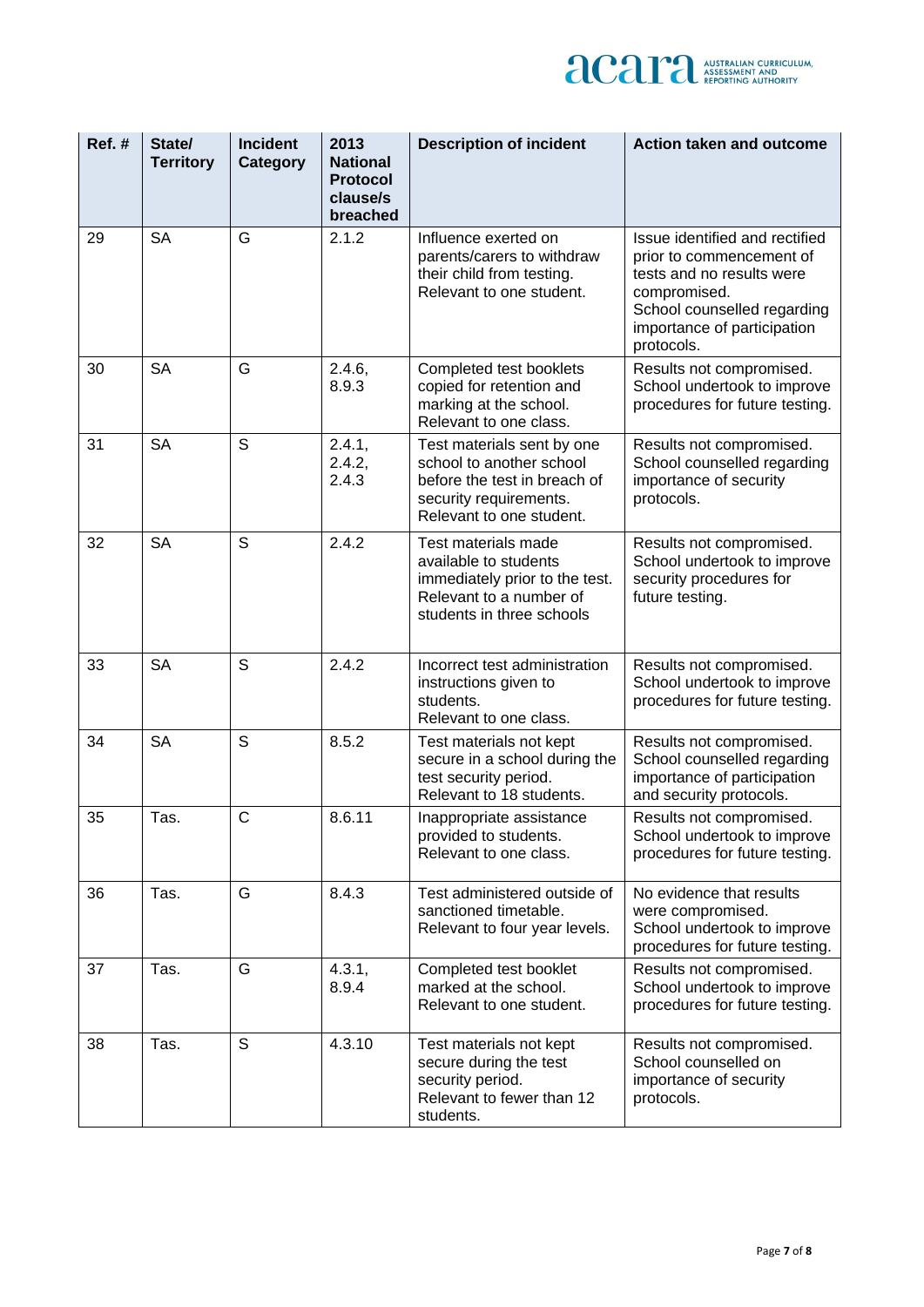| Ref. # | State/ Territory | Incident Category | 2013 National Protocol clause/s breached | Description of incident | Action taken and outcome |
|---|---|---|---|---|---|
| 29 | SA | G | 2.1.2 | Influence exerted on parents/carers to withdraw their child from testing. Relevant to one student. | Issue identified and rectified prior to commencement of tests and no results were compromised. School counselled regarding importance of participation protocols. |
| 30 | SA | G | 2.4.6, 8.9.3 | Completed test booklets copied for retention and marking at the school. Relevant to one class. | Results not compromised. School undertook to improve procedures for future testing. |
| 31 | SA | S | 2.4.1, 2.4.2, 2.4.3 | Test materials sent by one school to another school before the test in breach of security requirements. Relevant to one student. | Results not compromised. School counselled regarding importance of security protocols. |
| 32 | SA | S | 2.4.2 | Test materials made available to students immediately prior to the test. Relevant to a number of students in three schools | Results not compromised. School undertook to improve security procedures for future testing. |
| 33 | SA | S | 2.4.2 | Incorrect test administration instructions given to students. Relevant to one class. | Results not compromised. School undertook to improve procedures for future testing. |
| 34 | SA | S | 8.5.2 | Test materials not kept secure in a school during the test security period. Relevant to 18 students. | Results not compromised. School counselled regarding importance of participation and security protocols. |
| 35 | Tas. | C | 8.6.11 | Inappropriate assistance provided to students. Relevant to one class. | Results not compromised. School undertook to improve procedures for future testing. |
| 36 | Tas. | G | 8.4.3 | Test administered outside of sanctioned timetable. Relevant to four year levels. | No evidence that results were compromised. School undertook to improve procedures for future testing. |
| 37 | Tas. | G | 4.3.1, 8.9.4 | Completed test booklet marked at the school. Relevant to one student. | Results not compromised. School undertook to improve procedures for future testing. |
| 38 | Tas. | S | 4.3.10 | Test materials not kept secure during the test security period. Relevant to fewer than 12 students. | Results not compromised. School counselled on importance of security protocols. |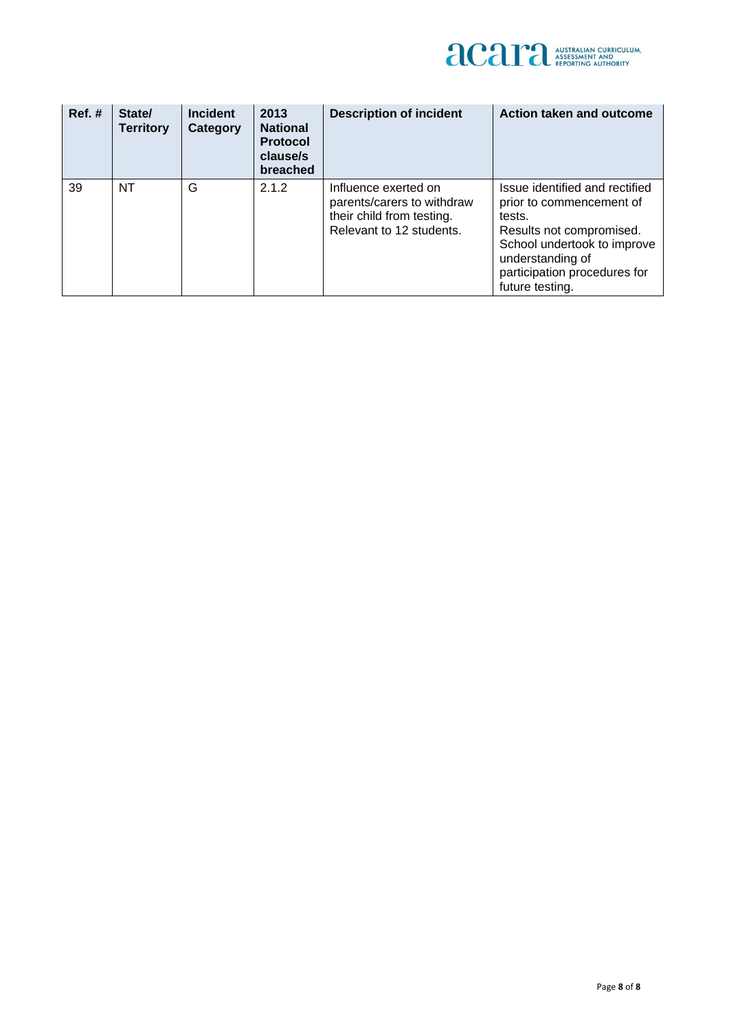| Ref. # | State/ Territory | Incident Category | 2013 National Protocol clause/s breached | Description of incident | Action taken and outcome |
|---|---|---|---|---|---|
| 39 | NT | G | 2.1.2 | Influence exerted on parents/carers to withdraw their child from testing. Relevant to 12 students. | Issue identified and rectified prior to commencement of tests. Results not compromised. School undertook to improve understanding of participation procedures for future testing. |